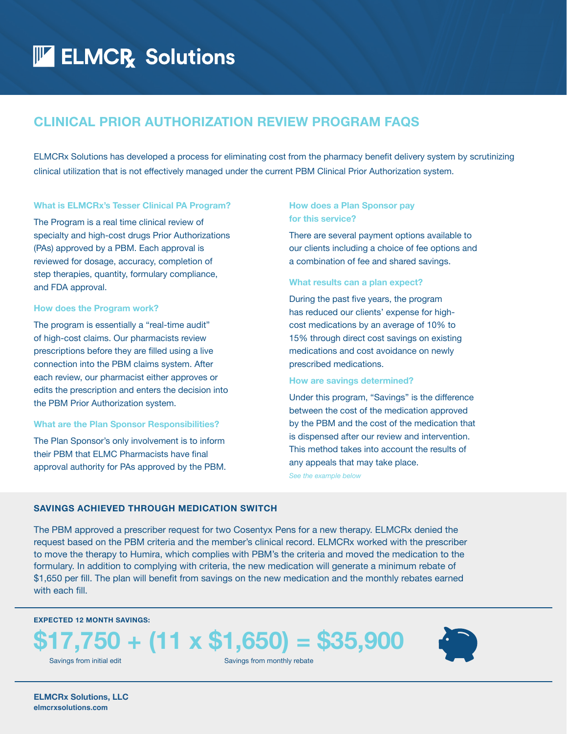# ELMCRx Solutions

## CLINICAL PRIOR AUTHORIZATION REVIEW PROGRAM FAQS

ELMCRx Solutions has developed a process for eliminating cost from the pharmacy benefit delivery system by scrutinizing clinical utilization that is not effectively managed under the current PBM Clinical Prior Authorization system.

### What is ELMCRx's Tesser Clinical PA Program?

The Program is a real time clinical review of specialty and high-cost drugs Prior Authorizations (PAs) approved by a PBM. Each approval is reviewed for dosage, accuracy, completion of step therapies, quantity, formulary compliance, and FDA approval.

### How does the Program work?

The program is essentially a "real-time audit" of high-cost claims. Our pharmacists review prescriptions before they are filled using a live connection into the PBM claims system. After each review, our pharmacist either approves or edits the prescription and enters the decision into the PBM Prior Authorization system.

### What are the Plan Sponsor Responsibilities?

The Plan Sponsor's only involvement is to inform their PBM that ELMC Pharmacists have final approval authority for PAs approved by the PBM.

### How does a Plan Sponsor pay for this service?

There are several payment options available to our clients including a choice of fee options and a combination of fee and shared savings.

### What results can a plan expect?

During the past five years, the program has reduced our clients' expense for high-cost medications by an average of 10% to 15% through direct cost savings on existing medications and cost avoidance on newly prescribed medications.

### How are savings determined?

Under this program, "Savings" is the difference between the cost of the medication approved by the PBM and the cost of the medication that is dispensed after our review and intervention. This method takes into account the results of any appeals that may take place.

*See the example below*

### SAVINGS ACHIEVED THROUGH MEDICATION SWITCH

The PBM approved a prescriber request for two Cosentyx Pens for a new therapy. ELMCRx denied the request based on the PBM criteria and the member's clinical record. ELMCRx worked with the prescriber to move the therapy to Humira, which complies with PBM's the criteria and moved the medication to the formulary. In addition to complying with criteria, the new medication will generate a minimum rebate of $1,650 per fill. The plan will benefit from savings on the new medication and the monthly rebates earned with each fill.

**EXPECTED 12 MONTH SAVINGS:**

**$17,750 + (11 x $1,650) = $35,900**

Savings from initial edit — Savings from monthly rebate

**ELMCRx Solutions, LLC**
**elmcrxsolutions.com**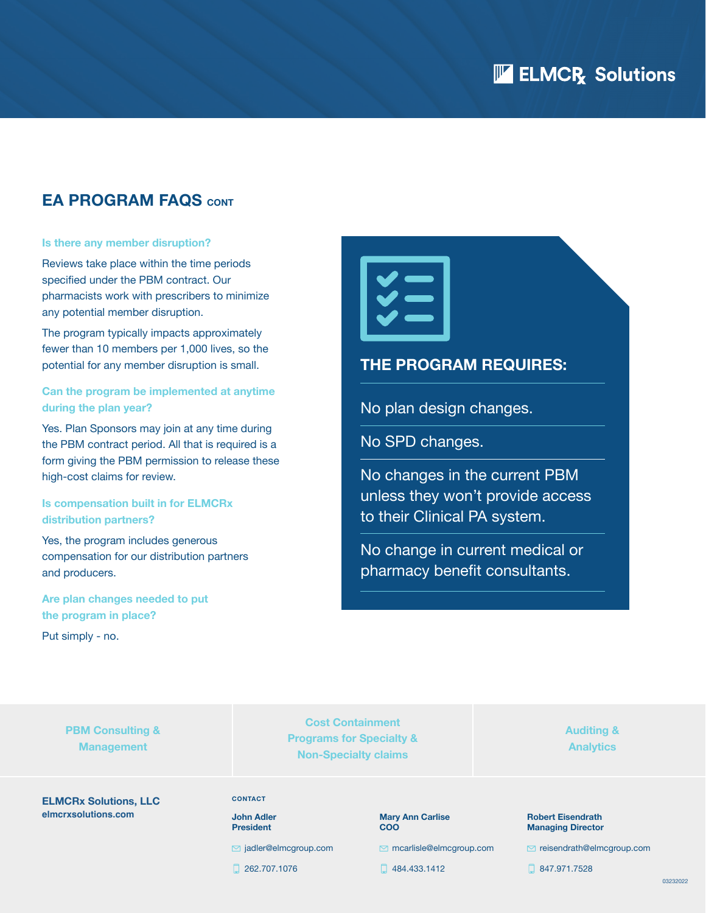ELMCRx Solutions

## EA PROGRAM FAQS CONT

### Is there any member disruption?

Reviews take place within the time periods specified under the PBM contract. Our pharmacists work with prescribers to minimize any potential member disruption.

The program typically impacts approximately fewer than 10 members per 1,000 lives, so the potential for any member disruption is small.

### Can the program be implemented at anytime during the plan year?

Yes. Plan Sponsors may join at any time during the PBM contract period. All that is required is a form giving the PBM permission to release these high-cost claims for review.

### Is compensation built in for ELMCRx distribution partners?

Yes, the program includes generous compensation for our distribution partners and producers.

### Are plan changes needed to put the program in place?

Put simply - no.

### THE PROGRAM REQUIRES:

No plan design changes.

No SPD changes.

No changes in the current PBM unless they won't provide access to their Clinical PA system.

No change in current medical or pharmacy benefit consultants.

---

**PBM Consulting & Management**

**Cost Containment Programs for Specialty & Non-Specialty claims**

**Auditing & Analytics**

**ELMCRx Solutions, LLC**
**elmcrxsolutions.com**

CONTACT

**John Adler**
**President**
jadler@elmcgroup.com
262.707.1076

**Mary Ann Carlise**
**COO**
mcarlisle@elmcgroup.com
484.433.1412

**Robert Eisendrath**
**Managing Director**
reisendrath@elmcgroup.com
847.971.7528

03232022